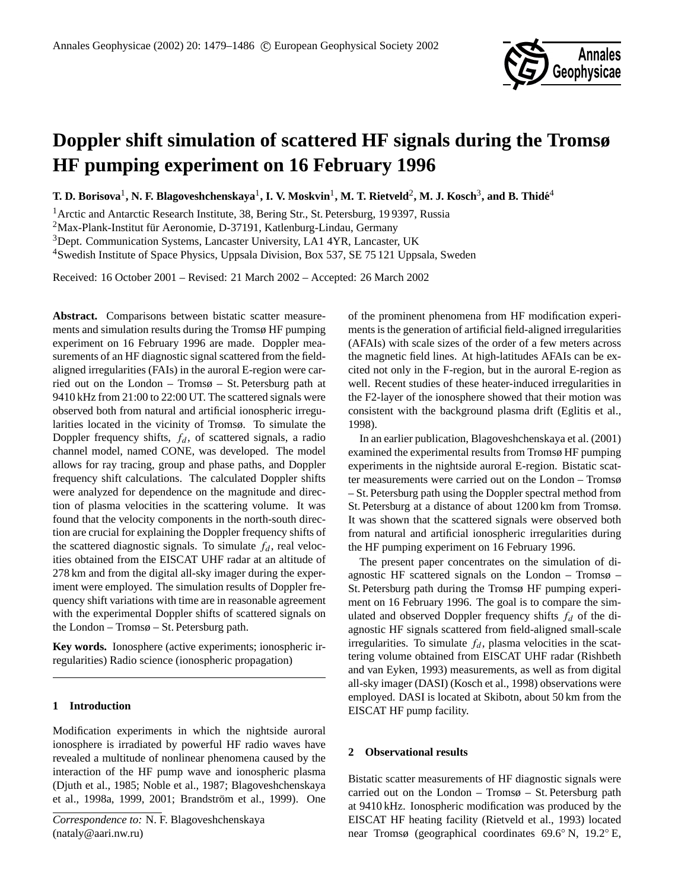# Doppler shift simulation of scattered HF signals during the Tromsø HF pumping experiment on 16 February 1996

**T. D. Borisova[1], N. F. Blagoveshchenskaya[1], I. V. Moskvin[1], M. T. Rietveld[2], M. J. Kosch[3], and B. Thidé[4]**

[1]Arctic and Antarctic Research Institute, 38, Bering Str., St. Petersburg, 19 9397, Russia
[2]Max-Plank-Institut für Aeronomie, D-37191, Katlenburg-Lindau, Germany
[3]Dept. Communication Systems, Lancaster University, LA1 4YR, Lancaster, UK
[4]Swedish Institute of Space Physics, Uppsala Division, Box 537, SE 75 121 Uppsala, Sweden

Received: 16 October 2001 – Revised: 21 March 2002 – Accepted: 26 March 2002

**Abstract.** Comparisons between bistatic scatter measurements and simulation results during the Tromsø HF pumping experiment on 16 February 1996 are made. Doppler measurements of an HF diagnostic signal scattered from the field-aligned irregularities (FAIs) in the auroral E-region were carried out on the London – Tromsø – St. Petersburg path at 9410 kHz from 21:00 to 22:00 UT. The scattered signals were observed both from natural and artificial ionospheric irregularities located in the vicinity of Tromsø. To simulate the Doppler frequency shifts, $f_d$, of scattered signals, a radio channel model, named CONE, was developed. The model allows for ray tracing, group and phase paths, and Doppler frequency shift calculations. The calculated Doppler shifts were analyzed for dependence on the magnitude and direction of plasma velocities in the scattering volume. It was found that the velocity components in the north-south direction are crucial for explaining the Doppler frequency shifts of the scattered diagnostic signals. To simulate $f_d$, real velocities obtained from the EISCAT UHF radar at an altitude of 278 km and from the digital all-sky imager during the experiment were employed. The simulation results of Doppler frequency shift variations with time are in reasonable agreement with the experimental Doppler shifts of scattered signals on the London – Tromsø – St. Petersburg path.

**Key words.** Ionosphere (active experiments; ionospheric irregularities) Radio science (ionospheric propagation)

## 1 Introduction

Modification experiments in which the nightside auroral ionosphere is irradiated by powerful HF radio waves have revealed a multitude of nonlinear phenomena caused by the interaction of the HF pump wave and ionospheric plasma (Djuth et al., 1985; Noble et al., 1987; Blagoveshchenskaya et al., 1998a, 1999, 2001; Brandström et al., 1999). One of the prominent phenomena from HF modification experiments is the generation of artificial field-aligned irregularities (AFAIs) with scale sizes of the order of a few meters across the magnetic field lines. At high-latitudes AFAIs can be excited not only in the F-region, but in the auroral E-region as well. Recent studies of these heater-induced irregularities in the F2-layer of the ionosphere showed that their motion was consistent with the background plasma drift (Eglitis et al., 1998).

In an earlier publication, Blagoveshchenskaya et al. (2001) examined the experimental results from Tromsø HF pumping experiments in the nightside auroral E-region. Bistatic scatter measurements were carried out on the London – Tromsø – St. Petersburg path using the Doppler spectral method from St. Petersburg at a distance of about 1200 km from Tromsø. It was shown that the scattered signals were observed both from natural and artificial ionospheric irregularities during the HF pumping experiment on 16 February 1996.

The present paper concentrates on the simulation of diagnostic HF scattered signals on the London – Tromsø – St. Petersburg path during the Tromsø HF pumping experiment on 16 February 1996. The goal is to compare the simulated and observed Doppler frequency shifts $f_d$ of the diagnostic HF signals scattered from field-aligned small-scale irregularities. To simulate $f_d$, plasma velocities in the scattering volume obtained from EISCAT UHF radar (Rishbeth and van Eyken, 1993) measurements, as well as from digital all-sky imager (DASI) (Kosch et al., 1998) observations were employed. DASI is located at Skibotn, about 50 km from the EISCAT HF pump facility.

## 2 Observational results

Bistatic scatter measurements of HF diagnostic signals were carried out on the London – Tromsø – St. Petersburg path at 9410 kHz. Ionospheric modification was produced by the EISCAT HF heating facility (Rietveld et al., 1993) located near Tromsø (geographical coordinates 69.6° N, 19.2° E,

*Correspondence to:* N. F. Blagoveshchenskaya
(nataly@aari.nw.ru)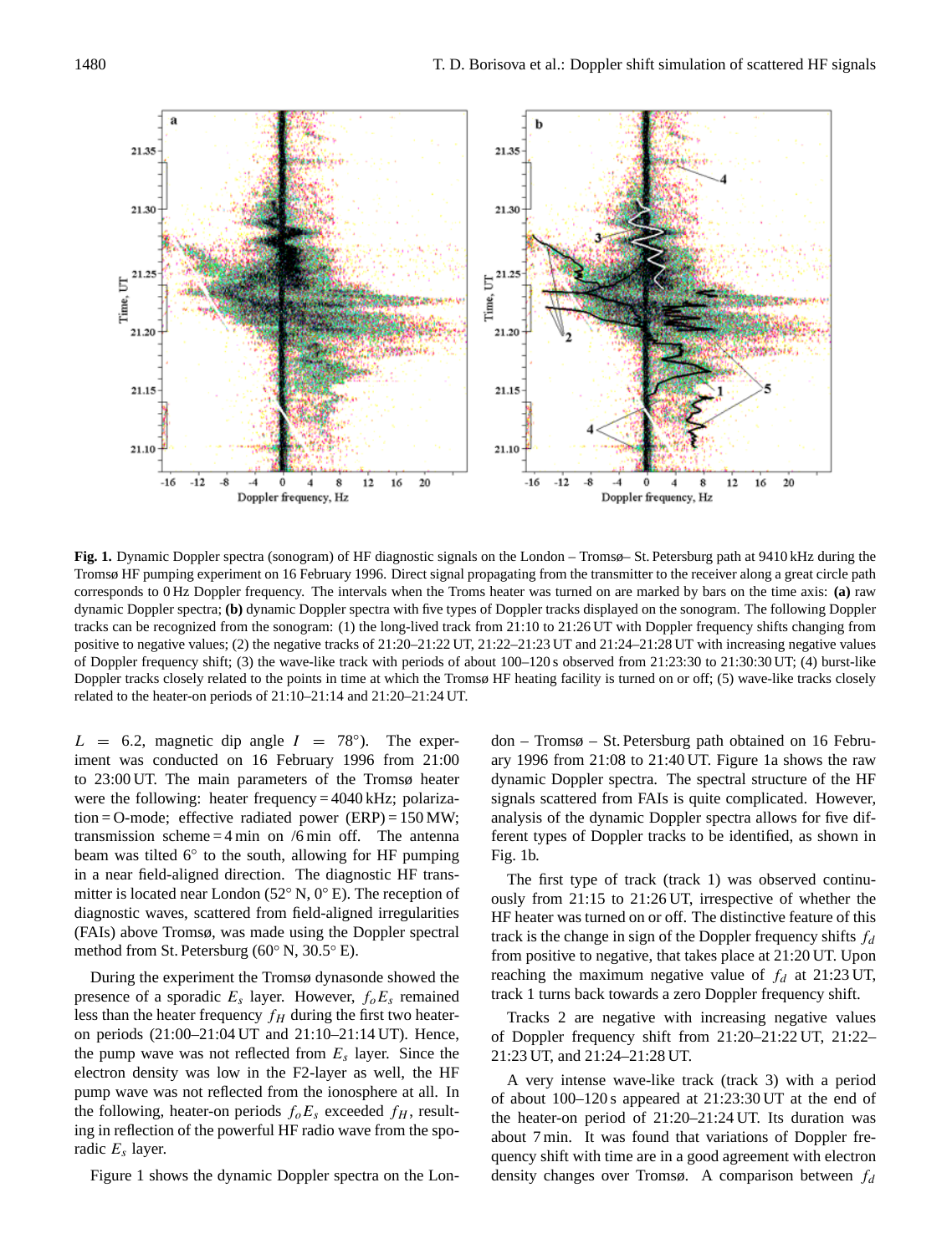**Fig. 1.** Dynamic Doppler spectra (sonogram) of HF diagnostic signals on the London – Tromsø– St. Petersburg path at 9410 kHz during the Tromsø HF pumping experiment on 16 February 1996. Direct signal propagating from the transmitter to the receiver along a great circle path corresponds to 0 Hz Doppler frequency. The intervals when the Troms heater was turned on are marked by bars on the time axis: **(a)** raw dynamic Doppler spectra; **(b)** dynamic Doppler spectra with five types of Doppler tracks displayed on the sonogram. The following Doppler tracks can be recognized from the sonogram: (1) the long-lived track from 21:10 to 21:26 UT with Doppler frequency shifts changing from positive to negative values; (2) the negative tracks of 21:20–21:22 UT, 21:22–21:23 UT and 21:24–21:28 UT with increasing negative values of Doppler frequency shift; (3) the wave-like track with periods of about 100–120 s observed from 21:23:30 to 21:30:30 UT; (4) burst-like Doppler tracks closely related to the points in time at which the Tromsø HF heating facility is turned on or off; (5) wave-like tracks closely related to the heater-on periods of 21:10–21:14 and 21:20–21:24 UT.

$L = 6.2$, magnetic dip angle $I = 78°$). The experiment was conducted on 16 February 1996 from 21:00 to 23:00 UT. The main parameters of the Tromsø heater were the following: heater frequency = 4040 kHz; polarization = O-mode; effective radiated power (ERP) = 150 MW; transmission scheme = 4 min on /6 min off. The antenna beam was tilted 6° to the south, allowing for HF pumping in a near field-aligned direction. The diagnostic HF transmitter is located near London (52° N, 0° E). The reception of diagnostic waves, scattered from field-aligned irregularities (FAIs) above Tromsø, was made using the Doppler spectral method from St. Petersburg (60° N, 30.5° E).

During the experiment the Tromsø dynasonde showed the presence of a sporadic $E_s$ layer. However, $f_oE_s$ remained less than the heater frequency $f_H$ during the first two heater-on periods (21:00–21:04 UT and 21:10–21:14 UT). Hence, the pump wave was not reflected from $E_s$ layer. Since the electron density was low in the F2-layer as well, the HF pump wave was not reflected from the ionosphere at all. In the following, heater-on periods $f_oE_s$ exceeded $f_H$, resulting in reflection of the powerful HF radio wave from the sporadic $E_s$ layer.

Figure 1 shows the dynamic Doppler spectra on the London – Tromsø – St. Petersburg path obtained on 16 February 1996 from 21:08 to 21:40 UT. Figure 1a shows the raw dynamic Doppler spectra. The spectral structure of the HF signals scattered from FAIs is quite complicated. However, analysis of the dynamic Doppler spectra allows for five different types of Doppler tracks to be identified, as shown in Fig. 1b.

The first type of track (track 1) was observed continuously from 21:15 to 21:26 UT, irrespective of whether the HF heater was turned on or off. The distinctive feature of this track is the change in sign of the Doppler frequency shifts $f_d$ from positive to negative, that takes place at 21:20 UT. Upon reaching the maximum negative value of $f_d$ at 21:23 UT, track 1 turns back towards a zero Doppler frequency shift.

Tracks 2 are negative with increasing negative values of Doppler frequency shift from 21:20–21:22 UT, 21:22–21:23 UT, and 21:24–21:28 UT.

A very intense wave-like track (track 3) with a period of about 100–120 s appeared at 21:23:30 UT at the end of the heater-on period of 21:20–21:24 UT. Its duration was about 7 min. It was found that variations of Doppler frequency shift with time are in a good agreement with electron density changes over Tromsø. A comparison between $f_d$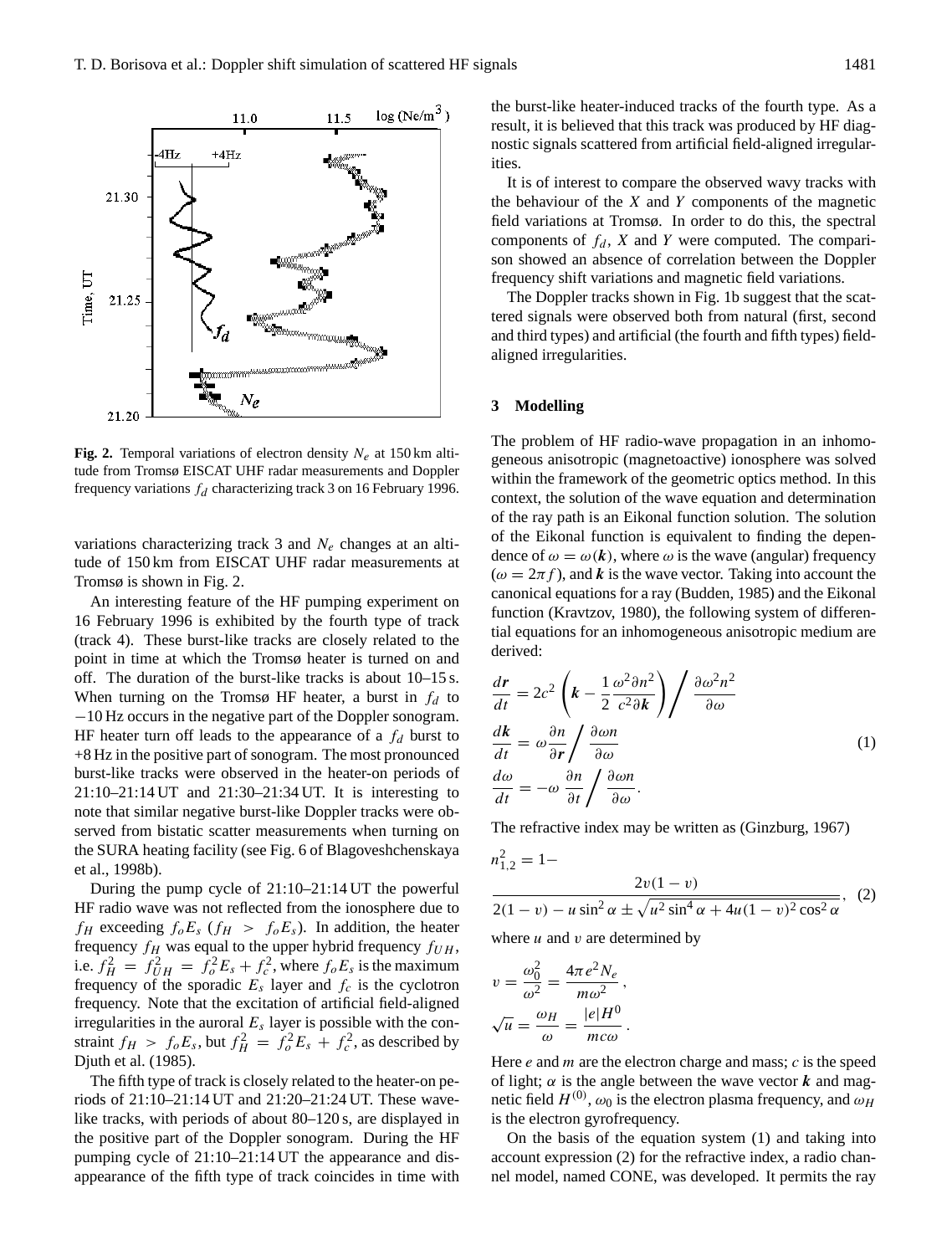**Fig. 2.** Temporal variations of electron density $N_e$ at 150 km altitude from Tromsø EISCAT UHF radar measurements and Doppler frequency variations $f_d$ characterizing track 3 on 16 February 1996.

variations characterizing track 3 and $N_e$ changes at an altitude of 150 km from EISCAT UHF radar measurements at Tromsø is shown in Fig. 2.

An interesting feature of the HF pumping experiment on 16 February 1996 is exhibited by the fourth type of track (track 4). These burst-like tracks are closely related to the point in time at which the Tromsø heater is turned on and off. The duration of the burst-like tracks is about 10–15 s. When turning on the Tromsø HF heater, a burst in $f_d$ to −10 Hz occurs in the negative part of the Doppler sonogram. HF heater turn off leads to the appearance of a $f_d$ burst to +8 Hz in the positive part of sonogram. The most pronounced burst-like tracks were observed in the heater-on periods of 21:10–21:14 UT and 21:30–21:34 UT. It is interesting to note that similar negative burst-like Doppler tracks were observed from bistatic scatter measurements when turning on the SURA heating facility (see Fig. 6 of Blagoveshchenskaya et al., 1998b).

During the pump cycle of 21:10–21:14 UT the powerful HF radio wave was not reflected from the ionosphere due to $f_H$ exceeding $f_oE_s$ ($f_H > f_oE_s$). In addition, the heater frequency $f_H$ was equal to the upper hybrid frequency $f_{UH}$, i.e. $f_H^2 = f_{UH}^2 = f_o^2E_s + f_c^2$, where $f_oE_s$ is the maximum frequency of the sporadic $E_s$ layer and $f_c$ is the cyclotron frequency. Note that the excitation of artificial field-aligned irregularities in the auroral $E_s$ layer is possible with the constraint $f_H > f_oE_s$, but $f_H^2 = f_o^2E_s + f_c^2$, as described by Djuth et al. (1985).

The fifth type of track is closely related to the heater-on periods of 21:10–21:14 UT and 21:20–21:24 UT. These wave-like tracks, with periods of about 80–120 s, are displayed in the positive part of the Doppler sonogram. During the HF pumping cycle of 21:10–21:14 UT the appearance and disappearance of the fifth type of track coincides in time with the burst-like heater-induced tracks of the fourth type. As a result, it is believed that this track was produced by HF diagnostic signals scattered from artificial field-aligned irregularities.

It is of interest to compare the observed wavy tracks with the behaviour of the $X$ and $Y$ components of the magnetic field variations at Tromsø. In order to do this, the spectral components of $f_d$, $X$ and $Y$ were computed. The comparison showed an absence of correlation between the Doppler frequency shift variations and magnetic field variations.

The Doppler tracks shown in Fig. 1b suggest that the scattered signals were observed both from natural (first, second and third types) and artificial (the fourth and fifth types) field-aligned irregularities.

## 3 Modelling

The problem of HF radio-wave propagation in an inhomogeneous anisotropic (magnetoactive) ionosphere was solved within the framework of the geometric optics method. In this context, the solution of the wave equation and determination of the ray path is an Eikonal function solution. The solution of the Eikonal function is equivalent to finding the dependence of $\omega = \omega(\boldsymbol{k})$, where $\omega$ is the wave (angular) frequency ($\omega = 2\pi f$), and $\boldsymbol{k}$ is the wave vector. Taking into account the canonical equations for a ray (Budden, 1985) and the Eikonal function (Kravtzov, 1980), the following system of differential equations for an inhomogeneous anisotropic medium are derived:

$$
\begin{aligned}
\frac{d\boldsymbol{r}}{dt} &= 2c^2 \left( \boldsymbol{k} - \frac{1}{2}\frac{\omega^2 \partial n^2}{c^2 \partial \boldsymbol{k}} \right) \Bigg/ \frac{\partial \omega^2 n^2}{\partial \omega} \\
\frac{d\boldsymbol{k}}{dt} &= \omega \frac{\partial n}{\partial \boldsymbol{r}} \Bigg/ \frac{\partial \omega n}{\partial \omega} \\
\frac{d\omega}{dt} &= -\omega \frac{\partial n}{\partial t} \Bigg/ \frac{\partial \omega n}{\partial \omega}.
\end{aligned}
\tag{1}
$$

The refractive index may be written as (Ginzburg, 1967)

$$
n_{1,2}^2 = 1 - \frac{2v(1-v)}{2(1-v) - u\sin^2\alpha \pm \sqrt{u^2\sin^4\alpha + 4u(1-v)^2\cos^2\alpha}}, \tag{2}
$$

where $u$ and $v$ are determined by

$$
v = \frac{\omega_0^2}{\omega^2} = \frac{4\pi e^2 N_e}{m\omega^2},
$$

$$
\sqrt{u} = \frac{\omega_H}{\omega} = \frac{|e|H^0}{mc\omega}.
$$

Here $e$ and $m$ are the electron charge and mass; $c$ is the speed of light; $\alpha$ is the angle between the wave vector $\boldsymbol{k}$ and magnetic field $H^{(0)}$, $\omega_0$ is the electron plasma frequency, and $\omega_H$ is the electron gyrofrequency.

On the basis of the equation system (1) and taking into account expression (2) for the refractive index, a radio channel model, named CONE, was developed. It permits the ray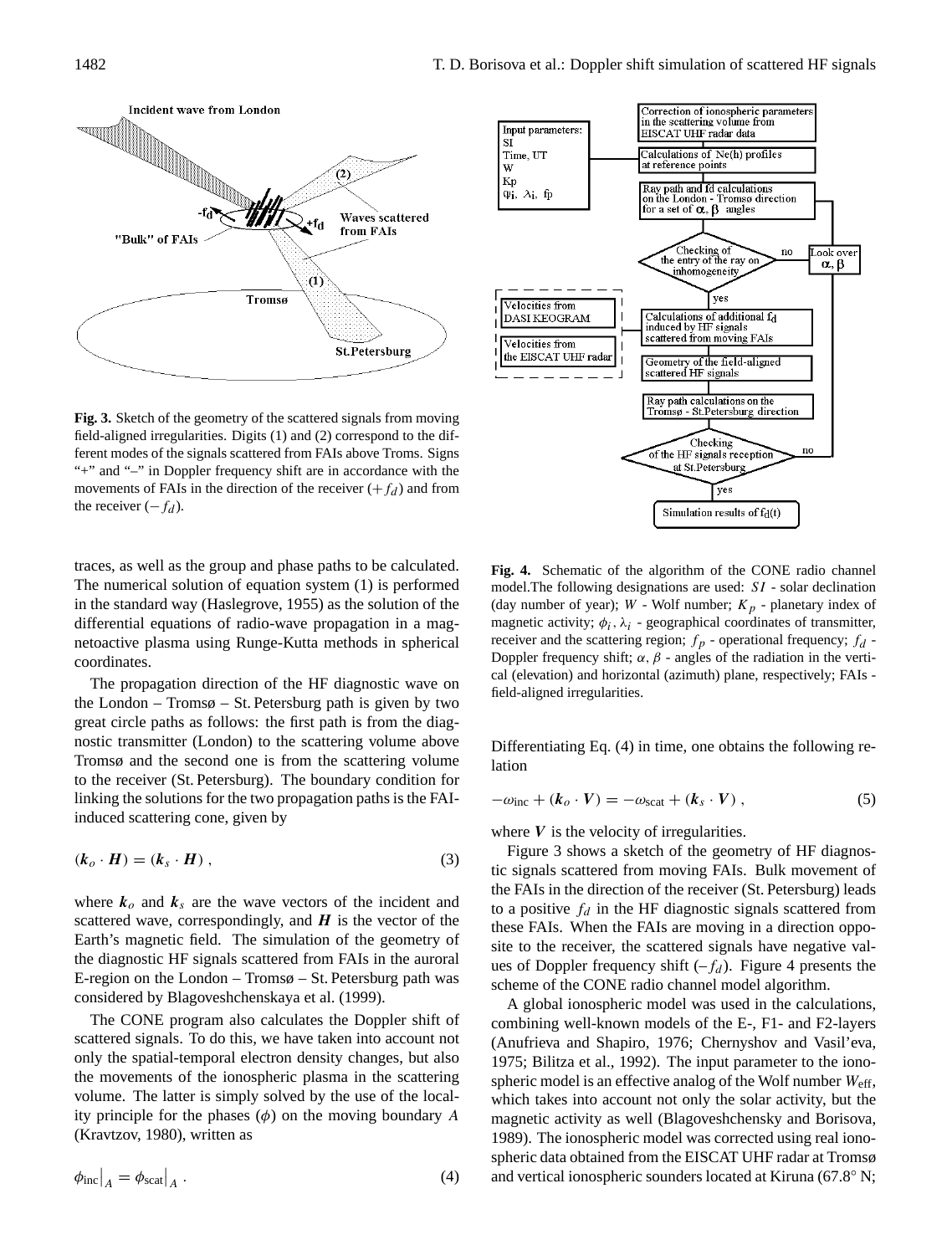Fig. 3. Sketch of the geometry of the scattered signals from moving field-aligned irregularities. Digits (1) and (2) correspond to the different modes of the signals scattered from FAIs above Troms. Signs "+" and "–" in Doppler frequency shift are in accordance with the movements of FAIs in the direction of the receiver ($+f_d$) and from the receiver ($-f_d$).

Fig. 4. Schematic of the algorithm of the CONE radio channel model.The following designations are used: $SI$ - solar declination (day number of year); $W$ - Wolf number; $K_p$ - planetary index of magnetic activity; $\phi_i, \lambda_i$ - geographical coordinates of transmitter, receiver and the scattering region; $f_p$ - operational frequency; $f_d$ - Doppler frequency shift; $\alpha, \beta$ - angles of the radiation in the vertical (elevation) and horizontal (azimuth) plane, respectively; FAIs - field-aligned irregularities.

traces, as well as the group and phase paths to be calculated. The numerical solution of equation system (1) is performed in the standard way (Haslegrove, 1955) as the solution of the differential equations of radio-wave propagation in a magnetoactive plasma using Runge-Kutta methods in spherical coordinates.

The propagation direction of the HF diagnostic wave on the London – Tromsø – St. Petersburg path is given by two great circle paths as follows: the first path is from the diagnostic transmitter (London) to the scattering volume above Tromsø and the second one is from the scattering volume to the receiver (St. Petersburg). The boundary condition for linking the solutions for the two propagation paths is the FAI-induced scattering cone, given by

$$(\boldsymbol{k}_o \cdot \boldsymbol{H}) = (\boldsymbol{k}_s \cdot \boldsymbol{H}) , \tag{3}$$

where $\boldsymbol{k}_o$ and $\boldsymbol{k}_s$ are the wave vectors of the incident and scattered wave, correspondingly, and $\boldsymbol{H}$ is the vector of the Earth's magnetic field. The simulation of the geometry of the diagnostic HF signals scattered from FAIs in the auroral E-region on the London – Tromsø – St. Petersburg path was considered by Blagoveshchenskaya et al. (1999).

The CONE program also calculates the Doppler shift of scattered signals. To do this, we have taken into account not only the spatial-temporal electron density changes, but also the movements of the ionospheric plasma in the scattering volume. The latter is simply solved by the use of the locality principle for the phases ($\phi$) on the moving boundary $A$ (Kravtzov, 1980), written as

$$\phi_{\text{inc}}\big|_A = \phi_{\text{scat}}\big|_A . \tag{4}$$

Differentiating Eq. (4) in time, one obtains the following relation

$$-\omega_{\text{inc}} + (\boldsymbol{k}_o \cdot \boldsymbol{V}) = -\omega_{\text{scat}} + (\boldsymbol{k}_s \cdot \boldsymbol{V}) , \tag{5}$$

where $\boldsymbol{V}$ is the velocity of irregularities.

Figure 3 shows a sketch of the geometry of HF diagnostic signals scattered from moving FAIs. Bulk movement of the FAIs in the direction of the receiver (St. Petersburg) leads to a positive $f_d$ in the HF diagnostic signals scattered from these FAIs. When the FAIs are moving in a direction opposite to the receiver, the scattered signals have negative values of Doppler frequency shift ($-f_d$). Figure 4 presents the scheme of the CONE radio channel model algorithm.

A global ionospheric model was used in the calculations, combining well-known models of the E-, F1- and F2-layers (Anufrieva and Shapiro, 1976; Chernyshov and Vasil'eva, 1975; Bilitza et al., 1992). The input parameter to the ionospheric model is an effective analog of the Wolf number $W_{\text{eff}}$, which takes into account not only the solar activity, but the magnetic activity as well (Blagoveshchensky and Borisova, 1989). The ionospheric model was corrected using real ionospheric data obtained from the EISCAT UHF radar at Tromsø and vertical ionospheric sounders located at Kiruna (67.8° N;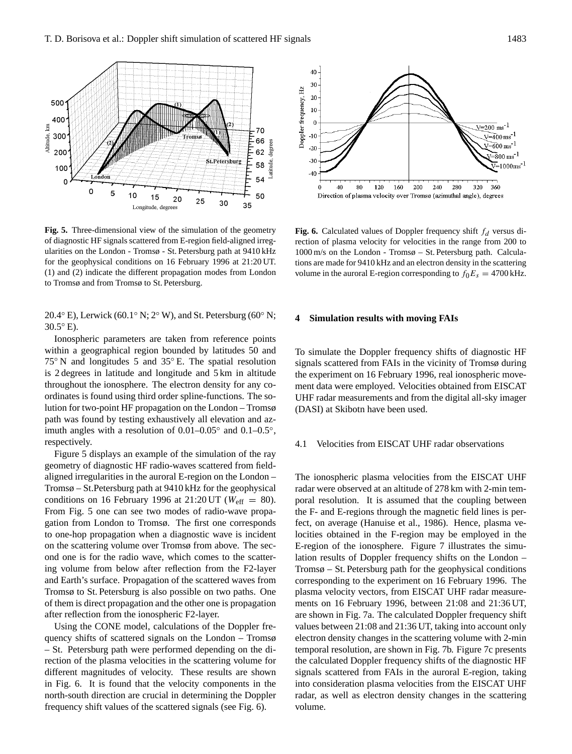**Fig. 5.** Three-dimensional view of the simulation of the geometry of diagnostic HF signals scattered from E-region field-aligned irregularities on the London - Tromsø - St. Petersburg path at 9410 kHz for the geophysical conditions on 16 February 1996 at 21:20 UT. (1) and (2) indicate the different propagation modes from London to Tromsø and from Tromsø to St. Petersburg.

**Fig. 6.** Calculated values of Doppler frequency shift $f_d$ versus direction of plasma velocity for velocities in the range from 200 to 1000 m/s on the London - Tromsø – St. Petersburg path. Calculations are made for 9410 kHz and an electron density in the scattering volume in the auroral E-region corresponding to $f_0E_s = 4700$ kHz.

20.4° E), Lerwick (60.1° N; 2° W), and St. Petersburg (60° N; 30.5° E).

Ionospheric parameters are taken from reference points within a geographical region bounded by latitudes 50 and 75° N and longitudes 5 and 35° E. The spatial resolution is 2 degrees in latitude and longitude and 5 km in altitude throughout the ionosphere. The electron density for any coordinates is found using third order spline-functions. The solution for two-point HF propagation on the London – Tromsø path was found by testing exhaustively all elevation and azimuth angles with a resolution of 0.01–0.05° and 0.1–0.5°, respectively.

Figure 5 displays an example of the simulation of the ray geometry of diagnostic HF radio-waves scattered from field-aligned irregularities in the auroral E-region on the London – Tromsø – St.Petersburg path at 9410 kHz for the geophysical conditions on 16 February 1996 at 21:20 UT ($W_{\text{eff}} = 80$). From Fig. 5 one can see two modes of radio-wave propagation from London to Tromsø. The first one corresponds to one-hop propagation when a diagnostic wave is incident on the scattering volume over Tromsø from above. The second one is for the radio wave, which comes to the scattering volume from below after reflection from the F2-layer and Earth's surface. Propagation of the scattered waves from Tromsø to St. Petersburg is also possible on two paths. One of them is direct propagation and the other one is propagation after reflection from the ionospheric F2-layer.

Using the CONE model, calculations of the Doppler frequency shifts of scattered signals on the London – Tromsø – St. Petersburg path were performed depending on the direction of the plasma velocities in the scattering volume for different magnitudes of velocity. These results are shown in Fig. 6. It is found that the velocity components in the north-south direction are crucial in determining the Doppler frequency shift values of the scattered signals (see Fig. 6).

## 4 Simulation results with moving FAIs

To simulate the Doppler frequency shifts of diagnostic HF signals scattered from FAIs in the vicinity of Tromsø during the experiment on 16 February 1996, real ionospheric movement data were employed. Velocities obtained from EISCAT UHF radar measurements and from the digital all-sky imager (DASI) at Skibotn have been used.

### 4.1 Velocities from EISCAT UHF radar observations

The ionospheric plasma velocities from the EISCAT UHF radar were observed at an altitude of 278 km with 2-min temporal resolution. It is assumed that the coupling between the F- and E-regions through the magnetic field lines is perfect, on average (Hanuise et al., 1986). Hence, plasma velocities obtained in the F-region may be employed in the E-region of the ionosphere. Figure 7 illustrates the simulation results of Doppler frequency shifts on the London – Tromsø – St. Petersburg path for the geophysical conditions corresponding to the experiment on 16 February 1996. The plasma velocity vectors, from EISCAT UHF radar measurements on 16 February 1996, between 21:08 and 21:36 UT, are shown in Fig. 7a. The calculated Doppler frequency shift values between 21:08 and 21:36 UT, taking into account only electron density changes in the scattering volume with 2-min temporal resolution, are shown in Fig. 7b. Figure 7c presents the calculated Doppler frequency shifts of the diagnostic HF signals scattered from FAIs in the auroral E-region, taking into consideration plasma velocities from the EISCAT UHF radar, as well as electron density changes in the scattering volume.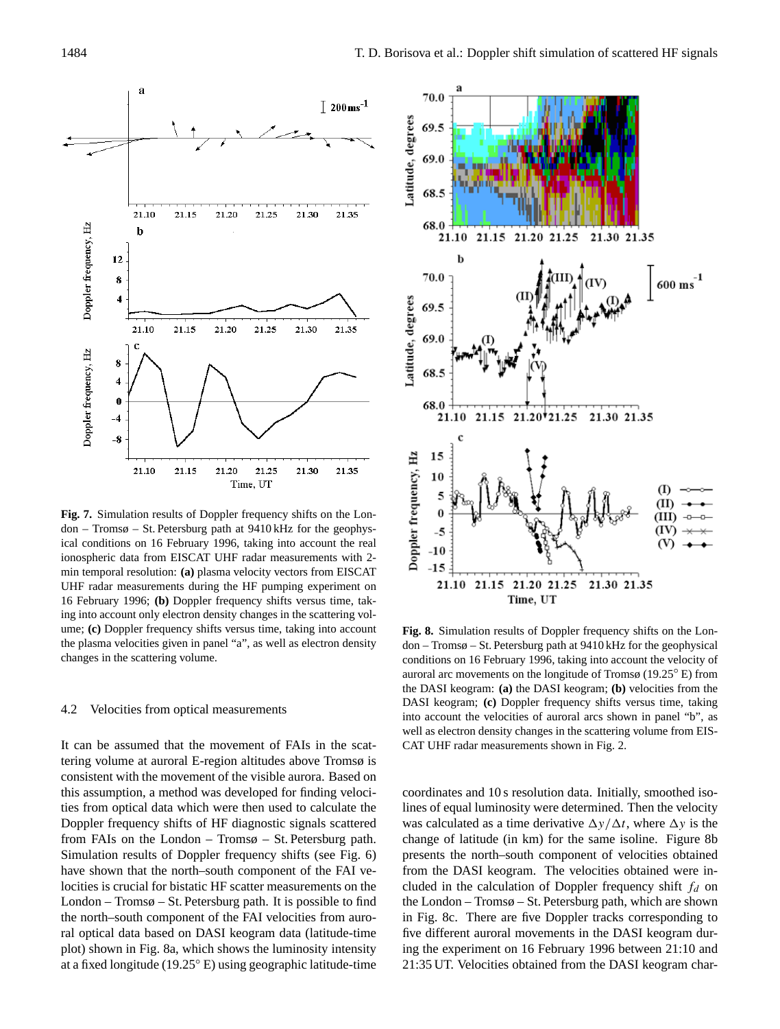**Fig. 7.** Simulation results of Doppler frequency shifts on the London – Tromsø – St. Petersburg path at 9410 kHz for the geophysical conditions on 16 February 1996, taking into account the real ionospheric data from EISCAT UHF radar measurements with 2-min temporal resolution: **(a)** plasma velocity vectors from EISCAT UHF radar measurements during the HF pumping experiment on 16 February 1996; **(b)** Doppler frequency shifts versus time, taking into account only electron density changes in the scattering volume; **(c)** Doppler frequency shifts versus time, taking into account the plasma velocities given in panel "a", as well as electron density changes in the scattering volume.

**Fig. 8.** Simulation results of Doppler frequency shifts on the London – Tromsø – St. Petersburg path at 9410 kHz for the geophysical conditions on 16 February 1996, taking into account the velocity of auroral arc movements on the longitude of Tromsø (19.25° E) from the DASI keogram: **(a)** the DASI keogram; **(b)** velocities from the DASI keogram; **(c)** Doppler frequency shifts versus time, taking into account the velocities of auroral arcs shown in panel "b", as well as electron density changes in the scattering volume from EISCAT UHF radar measurements shown in Fig. 2.

### 4.2 Velocities from optical measurements

It can be assumed that the movement of FAIs in the scattering volume at auroral E-region altitudes above Tromsø is consistent with the movement of the visible aurora. Based on this assumption, a method was developed for finding velocities from optical data which were then used to calculate the Doppler frequency shifts of HF diagnostic signals scattered from FAIs on the London – Tromsø – St. Petersburg path. Simulation results of Doppler frequency shifts (see Fig. 6) have shown that the north–south component of the FAI velocities is crucial for bistatic HF scatter measurements on the London – Tromsø – St. Petersburg path. It is possible to find the north–south component of the FAI velocities from auroral optical data based on DASI keogram data (latitude-time plot) shown in Fig. 8a, which shows the luminosity intensity at a fixed longitude (19.25° E) using geographic latitude-time coordinates and 10 s resolution data. Initially, smoothed isolines of equal luminosity were determined. Then the velocity was calculated as a time derivative $\Delta y/\Delta t$, where $\Delta y$ is the change of latitude (in km) for the same isoline. Figure 8b presents the north–south component of velocities obtained from the DASI keogram. The velocities obtained were included in the calculation of Doppler frequency shift $f_d$ on the London – Tromsø – St. Petersburg path, which are shown in Fig. 8c. There are five Doppler tracks corresponding to five different auroral movements in the DASI keogram during the experiment on 16 February 1996 between 21:10 and 21:35 UT. Velocities obtained from the DASI keogram char-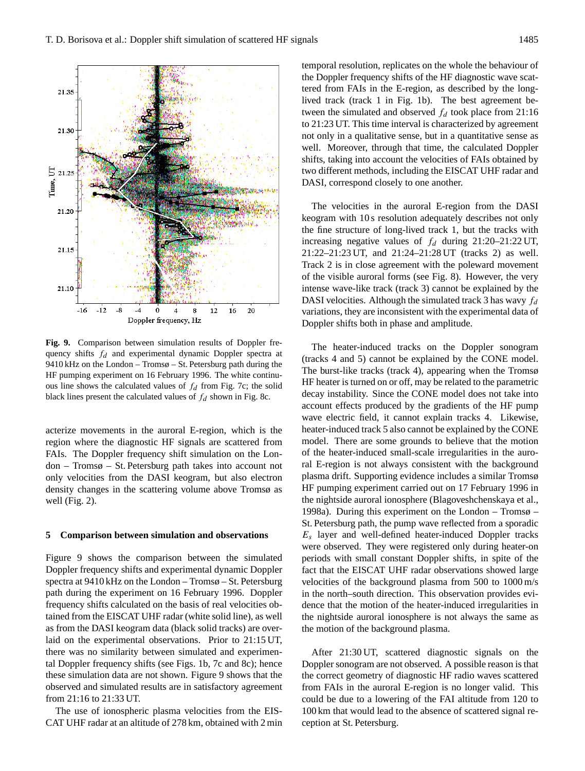**Fig. 9.** Comparison between simulation results of Doppler frequency shifts $f_d$ and experimental dynamic Doppler spectra at 9410 kHz on the London – Tromsø – St. Petersburg path during the HF pumping experiment on 16 February 1996. The white continuous line shows the calculated values of $f_d$ from Fig. 7c; the solid black lines present the calculated values of $f_d$ shown in Fig. 8c.

acterize movements in the auroral E-region, which is the region where the diagnostic HF signals are scattered from FAIs. The Doppler frequency shift simulation on the London – Tromsø – St. Petersburg path takes into account not only velocities from the DASI keogram, but also electron density changes in the scattering volume above Tromsø as well (Fig. 2).

## 5 Comparison between simulation and observations

Figure 9 shows the comparison between the simulated Doppler frequency shifts and experimental dynamic Doppler spectra at 9410 kHz on the London – Tromsø – St. Petersburg path during the experiment on 16 February 1996. Doppler frequency shifts calculated on the basis of real velocities obtained from the EISCAT UHF radar (white solid line), as well as from the DASI keogram data (black solid tracks) are overlaid on the experimental observations. Prior to 21:15 UT, there was no similarity between simulated and experimental Doppler frequency shifts (see Figs. 1b, 7c and 8c); hence these simulation data are not shown. Figure 9 shows that the observed and simulated results are in satisfactory agreement from 21:16 to 21:33 UT.

The use of ionospheric plasma velocities from the EISCAT UHF radar at an altitude of 278 km, obtained with 2 min temporal resolution, replicates on the whole the behaviour of the Doppler frequency shifts of the HF diagnostic wave scattered from FAIs in the E-region, as described by the long-lived track (track 1 in Fig. 1b). The best agreement between the simulated and observed $f_d$ took place from 21:16 to 21:23 UT. This time interval is characterized by agreement not only in a qualitative sense, but in a quantitative sense as well. Moreover, through that time, the calculated Doppler shifts, taking into account the velocities of FAIs obtained by two different methods, including the EISCAT UHF radar and DASI, correspond closely to one another.

The velocities in the auroral E-region from the DASI keogram with 10 s resolution adequately describes not only the fine structure of long-lived track 1, but the tracks with increasing negative values of $f_d$ during 21:20–21:22 UT, 21:22–21:23 UT, and 21:24–21:28 UT (tracks 2) as well. Track 2 is in close agreement with the poleward movement of the visible auroral forms (see Fig. 8). However, the very intense wave-like track (track 3) cannot be explained by the DASI velocities. Although the simulated track 3 has wavy $f_d$ variations, they are inconsistent with the experimental data of Doppler shifts both in phase and amplitude.

The heater-induced tracks on the Doppler sonogram (tracks 4 and 5) cannot be explained by the CONE model. The burst-like tracks (track 4), appearing when the Tromsø HF heater is turned on or off, may be related to the parametric decay instability. Since the CONE model does not take into account effects produced by the gradients of the HF pump wave electric field, it cannot explain tracks 4. Likewise, heater-induced track 5 also cannot be explained by the CONE model. There are some grounds to believe that the motion of the heater-induced small-scale irregularities in the auroral E-region is not always consistent with the background plasma drift. Supporting evidence includes a similar Tromsø HF pumping experiment carried out on 17 February 1996 in the nightside auroral ionosphere (Blagoveshchenskaya et al., 1998a). During this experiment on the London – Tromsø – St. Petersburg path, the pump wave reflected from a sporadic $E_s$ layer and well-defined heater-induced Doppler tracks were observed. They were registered only during heater-on periods with small constant Doppler shifts, in spite of the fact that the EISCAT UHF radar observations showed large velocities of the background plasma from 500 to 1000 m/s in the north–south direction. This observation provides evidence that the motion of the heater-induced irregularities in the nightside auroral ionosphere is not always the same as the motion of the background plasma.

After 21:30 UT, scattered diagnostic signals on the Doppler sonogram are not observed. A possible reason is that the correct geometry of diagnostic HF radio waves scattered from FAIs in the auroral E-region is no longer valid. This could be due to a lowering of the FAI altitude from 120 to 100 km that would lead to the absence of scattered signal reception at St. Petersburg.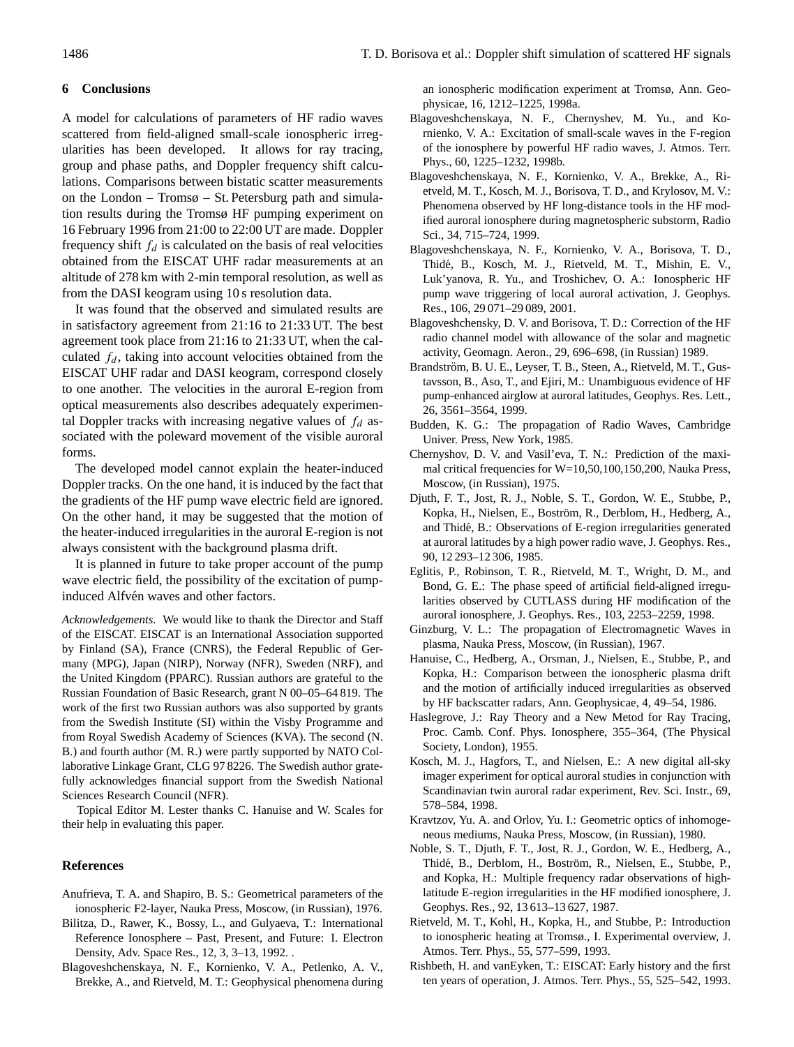## 6 Conclusions

A model for calculations of parameters of HF radio waves scattered from field-aligned small-scale ionospheric irregularities has been developed. It allows for ray tracing, group and phase paths, and Doppler frequency shift calculations. Comparisons between bistatic scatter measurements on the London – Tromsø – St. Petersburg path and simulation results during the Tromsø HF pumping experiment on 16 February 1996 from 21:00 to 22:00 UT are made. Doppler frequency shift $f_d$ is calculated on the basis of real velocities obtained from the EISCAT UHF radar measurements at an altitude of 278 km with 2-min temporal resolution, as well as from the DASI keogram using 10 s resolution data.

It was found that the observed and simulated results are in satisfactory agreement from 21:16 to 21:33 UT. The best agreement took place from 21:16 to 21:33 UT, when the calculated $f_d$, taking into account velocities obtained from the EISCAT UHF radar and DASI keogram, correspond closely to one another. The velocities in the auroral E-region from optical measurements also describes adequately experimental Doppler tracks with increasing negative values of $f_d$ associated with the poleward movement of the visible auroral forms.

The developed model cannot explain the heater-induced Doppler tracks. On the one hand, it is induced by the fact that the gradients of the HF pump wave electric field are ignored. On the other hand, it may be suggested that the motion of the heater-induced irregularities in the auroral E-region is not always consistent with the background plasma drift.

It is planned in future to take proper account of the pump wave electric field, the possibility of the excitation of pump-induced Alfvén waves and other factors.

*Acknowledgements.* We would like to thank the Director and Staff of the EISCAT. EISCAT is an International Association supported by Finland (SA), France (CNRS), the Federal Republic of Germany (MPG), Japan (NIRP), Norway (NFR), Sweden (NRF), and the United Kingdom (PPARC). Russian authors are grateful to the Russian Foundation of Basic Research, grant N 00–05–64 819. The work of the first two Russian authors was also supported by grants from the Swedish Institute (SI) within the Visby Programme and from Royal Swedish Academy of Sciences (KVA). The second (N. B.) and fourth author (M. R.) were partly supported by NATO Collaborative Linkage Grant, CLG 97 8226. The Swedish author gratefully acknowledges financial support from the Swedish National Sciences Research Council (NFR).

Topical Editor M. Lester thanks C. Hanuise and W. Scales for their help in evaluating this paper.

## References

Anufrieva, T. A. and Shapiro, B. S.: Geometrical parameters of the ionospheric F2-layer, Nauka Press, Moscow, (in Russian), 1976.

Bilitza, D., Rawer, K., Bossy, L., and Gulyaeva, T.: International Reference Ionosphere – Past, Present, and Future: I. Electron Density, Adv. Space Res., 12, 3, 3–13, 1992. .

Blagoveshchenskaya, N. F., Kornienko, V. A., Petlenko, A. V., Brekke, A., and Rietveld, M. T.: Geophysical phenomena during an ionospheric modification experiment at Tromsø, Ann. Geophysicae, 16, 1212–1225, 1998a.

Blagoveshchenskaya, N. F., Chernyshev, M. Yu., and Kornienko, V. A.: Excitation of small-scale waves in the F-region of the ionosphere by powerful HF radio waves, J. Atmos. Terr. Phys., 60, 1225–1232, 1998b.

Blagoveshchenskaya, N. F., Kornienko, V. A., Brekke, A., Rietveld, M. T., Kosch, M. J., Borisova, T. D., and Krylosov, M. V.: Phenomena observed by HF long-distance tools in the HF modified auroral ionosphere during magnetospheric substorm, Radio Sci., 34, 715–724, 1999.

Blagoveshchenskaya, N. F., Kornienko, V. A., Borisova, T. D., Thidé, B., Kosch, M. J., Rietveld, M. T., Mishin, E. V., Luk'yanova, R. Yu., and Troshichev, O. A.: Ionospheric HF pump wave triggering of local auroral activation, J. Geophys. Res., 106, 29 071–29 089, 2001.

Blagoveshchensky, D. V. and Borisova, T. D.: Correction of the HF radio channel model with allowance of the solar and magnetic activity, Geomagn. Aeron., 29, 696–698, (in Russian) 1989.

Brandström, B. U. E., Leyser, T. B., Steen, A., Rietveld, M. T., Gustavsson, B., Aso, T., and Ejiri, M.: Unambiguous evidence of HF pump-enhanced airglow at auroral latitudes, Geophys. Res. Lett., 26, 3561–3564, 1999.

Budden, K. G.: The propagation of Radio Waves, Cambridge Univer. Press, New York, 1985.

Chernyshov, D. V. and Vasil'eva, T. N.: Prediction of the maximal critical frequencies for W=10,50,100,150,200, Nauka Press, Moscow, (in Russian), 1975.

Djuth, F. T., Jost, R. J., Noble, S. T., Gordon, W. E., Stubbe, P., Kopka, H., Nielsen, E., Boström, R., Derblom, H., Hedberg, A., and Thidé, B.: Observations of E-region irregularities generated at auroral latitudes by a high power radio wave, J. Geophys. Res., 90, 12 293–12 306, 1985.

Eglitis, P., Robinson, T. R., Rietveld, M. T., Wright, D. M., and Bond, G. E.: The phase speed of artificial field-aligned irregularities observed by CUTLASS during HF modification of the auroral ionosphere, J. Geophys. Res., 103, 2253–2259, 1998.

Ginzburg, V. L.: The propagation of Electromagnetic Waves in plasma, Nauka Press, Moscow, (in Russian), 1967.

Hanuise, C., Hedberg, A., Orsman, J., Nielsen, E., Stubbe, P., and Kopka, H.: Comparison between the ionospheric plasma drift and the motion of artificially induced irregularities as observed by HF backscatter radars, Ann. Geophysicae, 4, 49–54, 1986.

Haslegrove, J.: Ray Theory and a New Metod for Ray Tracing, Proc. Camb. Conf. Phys. Ionosphere, 355–364, (The Physical Society, London), 1955.

Kosch, M. J., Hagfors, T., and Nielsen, E.: A new digital all-sky imager experiment for optical auroral studies in conjunction with Scandinavian twin auroral radar experiment, Rev. Sci. Instr., 69, 578–584, 1998.

Kravtzov, Yu. A. and Orlov, Yu. I.: Geometric optics of inhomogeneous mediums, Nauka Press, Moscow, (in Russian), 1980.

Noble, S. T., Djuth, F. T., Jost, R. J., Gordon, W. E., Hedberg, A., Thidé, B., Derblom, H., Boström, R., Nielsen, E., Stubbe, P., and Kopka, H.: Multiple frequency radar observations of high-latitude E-region irregularities in the HF modified ionosphere, J. Geophys. Res., 92, 13 613–13 627, 1987.

Rietveld, M. T., Kohl, H., Kopka, H., and Stubbe, P.: Introduction to ionospheric heating at Tromsø., I. Experimental overview, J. Atmos. Terr. Phys., 55, 577–599, 1993.

Rishbeth, H. and vanEyken, T.: EISCAT: Early history and the first ten years of operation, J. Atmos. Terr. Phys., 55, 525–542, 1993.